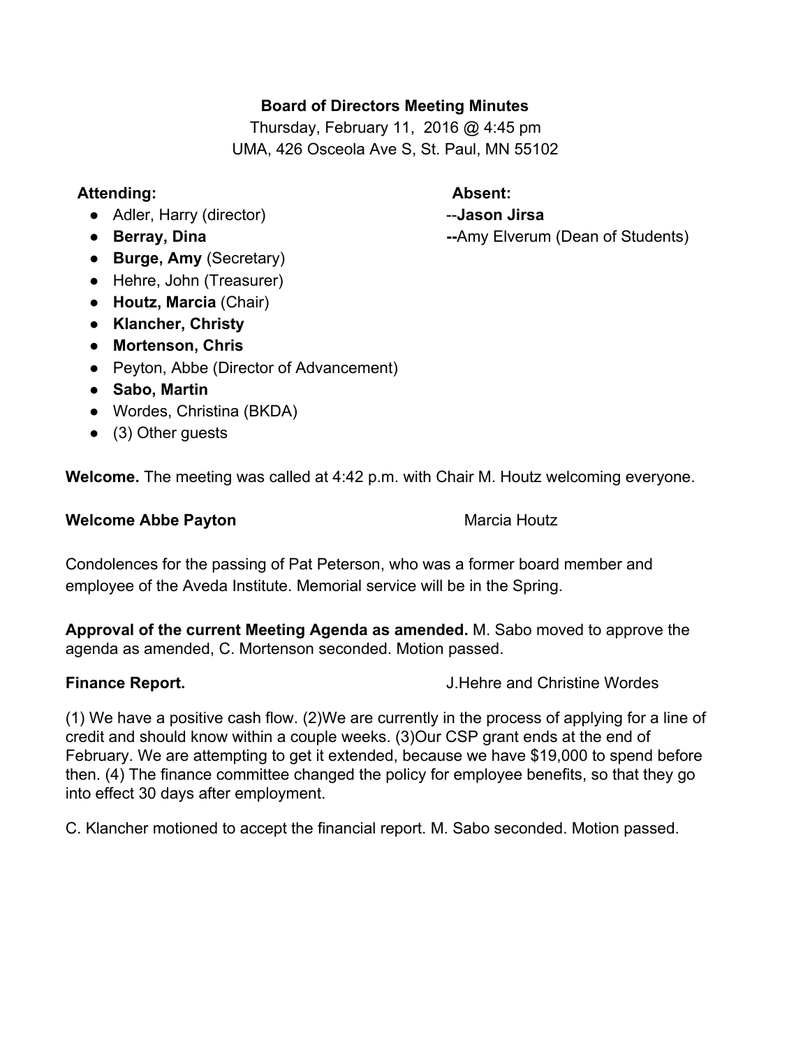**Board of Directors Meeting Minutes**

Thursday, February 11, 2016 @ 4:45 pm
UMA, 426 Osceola Ave S, St. Paul, MN 55102

**Attending:**

- Adler, Harry (director)
- **Berray, Dina**
- **Burge, Amy** (Secretary)
- Hehre, John (Treasurer)
- **Houtz, Marcia** (Chair)
- **Klancher, Christy**
- **Mortenson, Chris**
- Peyton, Abbe (Director of Advancement)
- **Sabo, Martin**
- Wordes, Christina (BKDA)
- (3) Other guests

**Absent:**

--**Jason Jirsa**
**--**Amy Elverum (Dean of Students)

**Welcome.** The meeting was called at 4:42 p.m. with Chair M. Houtz welcoming everyone.

**Welcome Abbe Payton** Marcia Houtz

Condolences for the passing of Pat Peterson, who was a former board member and employee of the Aveda Institute. Memorial service will be in the Spring.

**Approval of the current Meeting Agenda as amended.** M. Sabo moved to approve the agenda as amended, C. Mortenson seconded. Motion passed.

**Finance Report.** J.Hehre and Christine Wordes

(1) We have a positive cash flow. (2)We are currently in the process of applying for a line of credit and should know within a couple weeks. (3)Our CSP grant ends at the end of February. We are attempting to get it extended, because we have $19,000 to spend before then. (4) The finance committee changed the policy for employee benefits, so that they go into effect 30 days after employment.

C. Klancher motioned to accept the financial report. M. Sabo seconded. Motion passed.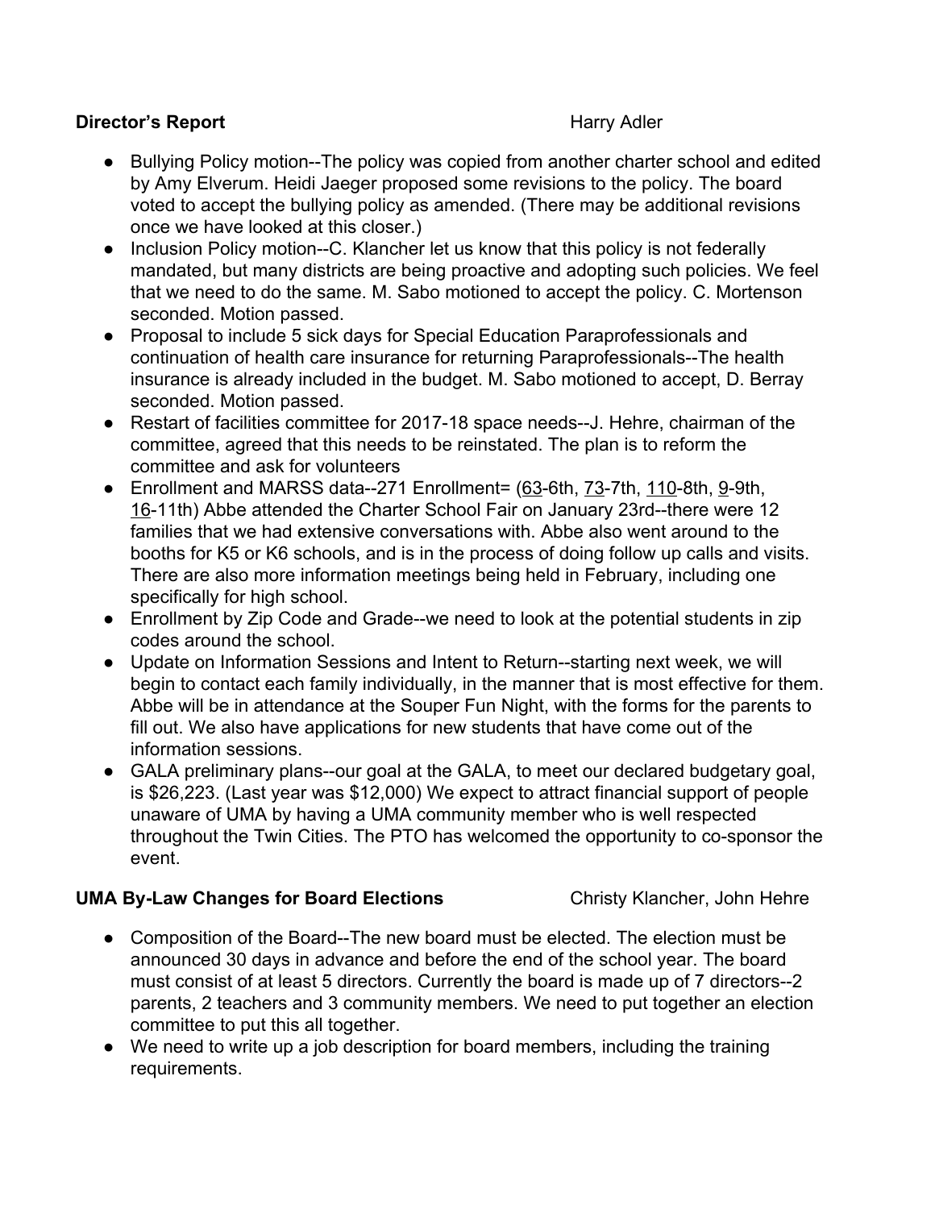**Director's Report** Harry Adler

- Bullying Policy motion--The policy was copied from another charter school and edited by Amy Elverum. Heidi Jaeger proposed some revisions to the policy. The board voted to accept the bullying policy as amended. (There may be additional revisions once we have looked at this closer.)
- Inclusion Policy motion--C. Klancher let us know that this policy is not federally mandated, but many districts are being proactive and adopting such policies. We feel that we need to do the same. M. Sabo motioned to accept the policy. C. Mortenson seconded. Motion passed.
- Proposal to include 5 sick days for Special Education Paraprofessionals and continuation of health care insurance for returning Paraprofessionals--The health insurance is already included in the budget. M. Sabo motioned to accept, D. Berray seconded. Motion passed.
- Restart of facilities committee for 2017-18 space needs--J. Hehre, chairman of the committee, agreed that this needs to be reinstated. The plan is to reform the committee and ask for volunteers
- Enrollment and MARSS data--271 Enrollment= (63-6th, 73-7th, 110-8th, 9-9th, 16-11th) Abbe attended the Charter School Fair on January 23rd--there were 12 families that we had extensive conversations with. Abbe also went around to the booths for K5 or K6 schools, and is in the process of doing follow up calls and visits. There are also more information meetings being held in February, including one specifically for high school.
- Enrollment by Zip Code and Grade--we need to look at the potential students in zip codes around the school.
- Update on Information Sessions and Intent to Return--starting next week, we will begin to contact each family individually, in the manner that is most effective for them. Abbe will be in attendance at the Souper Fun Night, with the forms for the parents to fill out. We also have applications for new students that have come out of the information sessions.
- GALA preliminary plans--our goal at the GALA, to meet our declared budgetary goal, is $26,223. (Last year was $12,000) We expect to attract financial support of people unaware of UMA by having a UMA community member who is well respected throughout the Twin Cities. The PTO has welcomed the opportunity to co-sponsor the event.

**UMA By-Law Changes for Board Elections** Christy Klancher, John Hehre

- Composition of the Board--The new board must be elected. The election must be announced 30 days in advance and before the end of the school year. The board must consist of at least 5 directors. Currently the board is made up of 7 directors--2 parents, 2 teachers and 3 community members. We need to put together an election committee to put this all together.
- We need to write up a job description for board members, including the training requirements.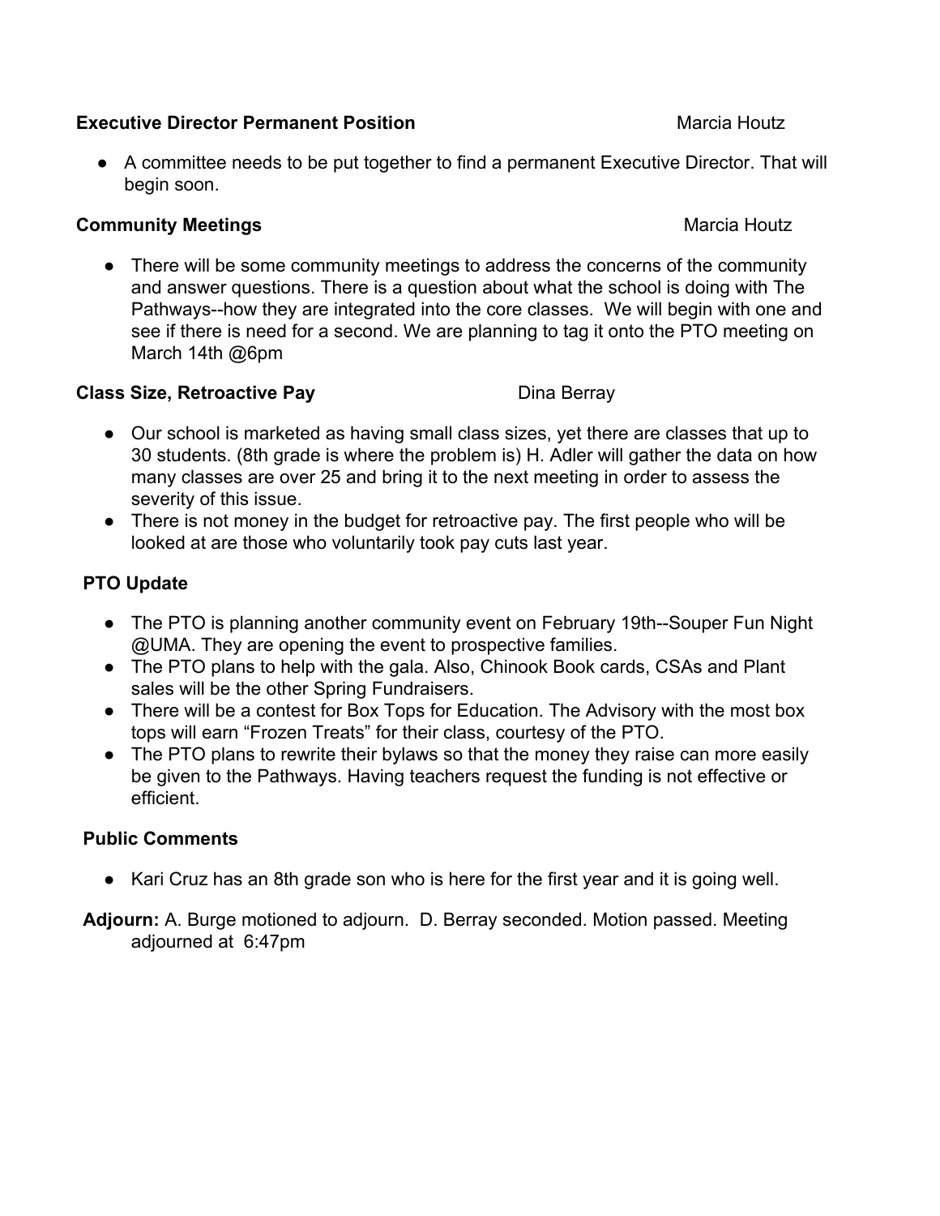**Executive Director Permanent Position** Marcia Houtz

- A committee needs to be put together to find a permanent Executive Director. That will begin soon.

**Community Meetings** Marcia Houtz

- There will be some community meetings to address the concerns of the community and answer questions. There is a question about what the school is doing with The Pathways--how they are integrated into the core classes. We will begin with one and see if there is need for a second. We are planning to tag it onto the PTO meeting on March 14th @6pm

**Class Size, Retroactive Pay** Dina Berray

- Our school is marketed as having small class sizes, yet there are classes that up to 30 students. (8th grade is where the problem is) H. Adler will gather the data on how many classes are over 25 and bring it to the next meeting in order to assess the severity of this issue.
- There is not money in the budget for retroactive pay. The first people who will be looked at are those who voluntarily took pay cuts last year.

**PTO Update**

- The PTO is planning another community event on February 19th--Souper Fun Night @UMA. They are opening the event to prospective families.
- The PTO plans to help with the gala. Also, Chinook Book cards, CSAs and Plant sales will be the other Spring Fundraisers.
- There will be a contest for Box Tops for Education. The Advisory with the most box tops will earn "Frozen Treats" for their class, courtesy of the PTO.
- The PTO plans to rewrite their bylaws so that the money they raise can more easily be given to the Pathways. Having teachers request the funding is not effective or efficient.

**Public Comments**

- Kari Cruz has an 8th grade son who is here for the first year and it is going well.

**Adjourn:** A. Burge motioned to adjourn. D. Berray seconded. Motion passed. Meeting adjourned at 6:47pm